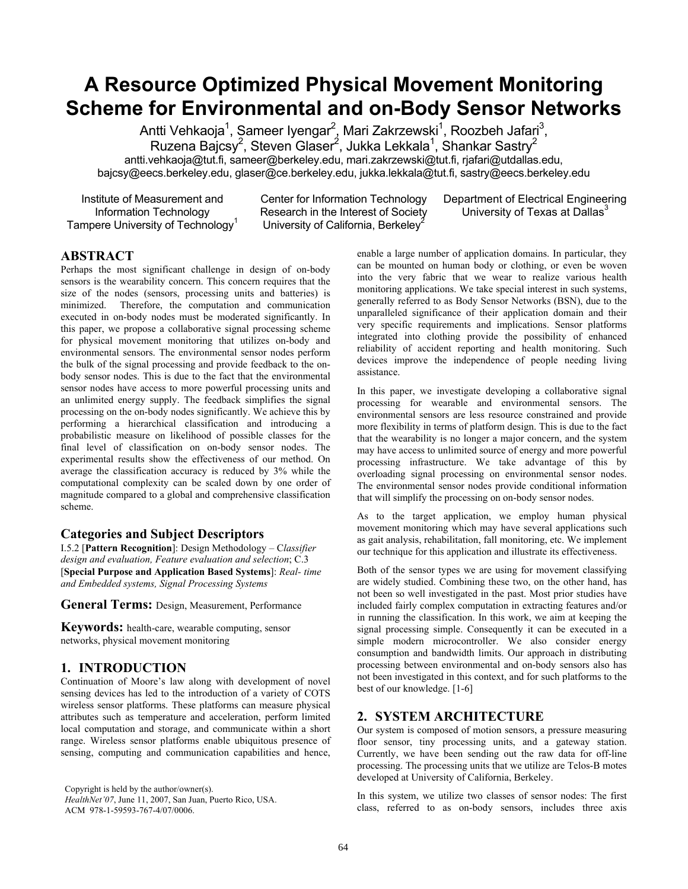# A Resource Optimized Physical Movement Monitoring Scheme for Environmental and on-Body Sensor Networks

Antti Vehkaoja[1], Sameer Iyengar[2], Mari Zakrzewski[1], Roozbeh Jafari[3], Ruzena Bajcsy[2], Steven Glaser[2], Jukka Lekkala[1], Shankar Sastry[2]

antti.vehkaoja@tut.fi, sameer@berkeley.edu, mari.zakrzewski@tut.fi, rjafari@utdallas.edu, bajcsy@eecs.berkeley.edu, glaser@ce.berkeley.edu, jukka.lekkala@tut.fi, sastry@eecs.berkeley.edu

Institute of Measurement and Information Technology
Tampere University of Technology[1]

Center for Information Technology Research in the Interest of Society
University of California, Berkeley[2]

Department of Electrical Engineering
University of Texas at Dallas[3]

## ABSTRACT

Perhaps the most significant challenge in design of on-body sensors is the wearability concern. This concern requires that the size of the nodes (sensors, processing units and batteries) is minimized. Therefore, the computation and communication executed in on-body nodes must be moderated significantly. In this paper, we propose a collaborative signal processing scheme for physical movement monitoring that utilizes on-body and environmental sensors. The environmental sensor nodes perform the bulk of the signal processing and provide feedback to the on-body sensor nodes. This is due to the fact that the environmental sensor nodes have access to more powerful processing units and an unlimited energy supply. The feedback simplifies the signal processing on the on-body nodes significantly. We achieve this by performing a hierarchical classification and introducing a probabilistic measure on likelihood of possible classes for the final level of classification on on-body sensor nodes. The experimental results show the effectiveness of our method. On average the classification accuracy is reduced by 3% while the computational complexity can be scaled down by one order of magnitude compared to a global and comprehensive classification scheme.

### Categories and Subject Descriptors

I.5.2 [**Pattern Recognition**]: Design Methodology – *Classifier design and evaluation, Feature evaluation and selection*; C.3 [**Special Purpose and Application Based Systems**]: *Real- time and Embedded systems, Signal Processing Systems*

### General Terms: Design, Measurement, Performance

### Keywords: health-care, wearable computing, sensor networks, physical movement monitoring

## 1. INTRODUCTION

Continuation of Moore's law along with development of novel sensing devices has led to the introduction of a variety of COTS wireless sensor platforms. These platforms can measure physical attributes such as temperature and acceleration, perform limited local computation and storage, and communicate within a short range. Wireless sensor platforms enable ubiquitous presence of sensing, computing and communication capabilities and hence, enable a large number of application domains. In particular, they can be mounted on human body or clothing, or even be woven into the very fabric that we wear to realize various health monitoring applications. We take special interest in such systems, generally referred to as Body Sensor Networks (BSN), due to the unparalleled significance of their application domain and their very specific requirements and implications. Sensor platforms integrated into clothing provide the possibility of enhanced reliability of accident reporting and health monitoring. Such devices improve the independence of people needing living assistance.

In this paper, we investigate developing a collaborative signal processing for wearable and environmental sensors. The environmental sensors are less resource constrained and provide more flexibility in terms of platform design. This is due to the fact that the wearability is no longer a major concern, and the system may have access to unlimited source of energy and more powerful processing infrastructure. We take advantage of this by overloading signal processing on environmental sensor nodes. The environmental sensor nodes provide conditional information that will simplify the processing on on-body sensor nodes.

As to the target application, we employ human physical movement monitoring which may have several applications such as gait analysis, rehabilitation, fall monitoring, etc. We implement our technique for this application and illustrate its effectiveness.

Both of the sensor types we are using for movement classifying are widely studied. Combining these two, on the other hand, has not been so well investigated in the past. Most prior studies have included fairly complex computation in extracting features and/or in running the classification. In this work, we aim at keeping the signal processing simple. Consequently it can be executed in a simple modern microcontroller. We also consider energy consumption and bandwidth limits. Our approach in distributing processing between environmental and on-body sensors also has not been investigated in this context, and for such platforms to the best of our knowledge. [1-6]

## 2. SYSTEM ARCHITECTURE

Our system is composed of motion sensors, a pressure measuring floor sensor, tiny processing units, and a gateway station. Currently, we have been sending out the raw data for off-line processing. The processing units that we utilize are Telos-B motes developed at University of California, Berkeley.

In this system, we utilize two classes of sensor nodes: The first class, referred to as on-body sensors, includes three axis

Copyright is held by the author/owner(s).
*HealthNet'07*, June 11, 2007, San Juan, Puerto Rico, USA.
ACM 978-1-59593-767-4/07/0006.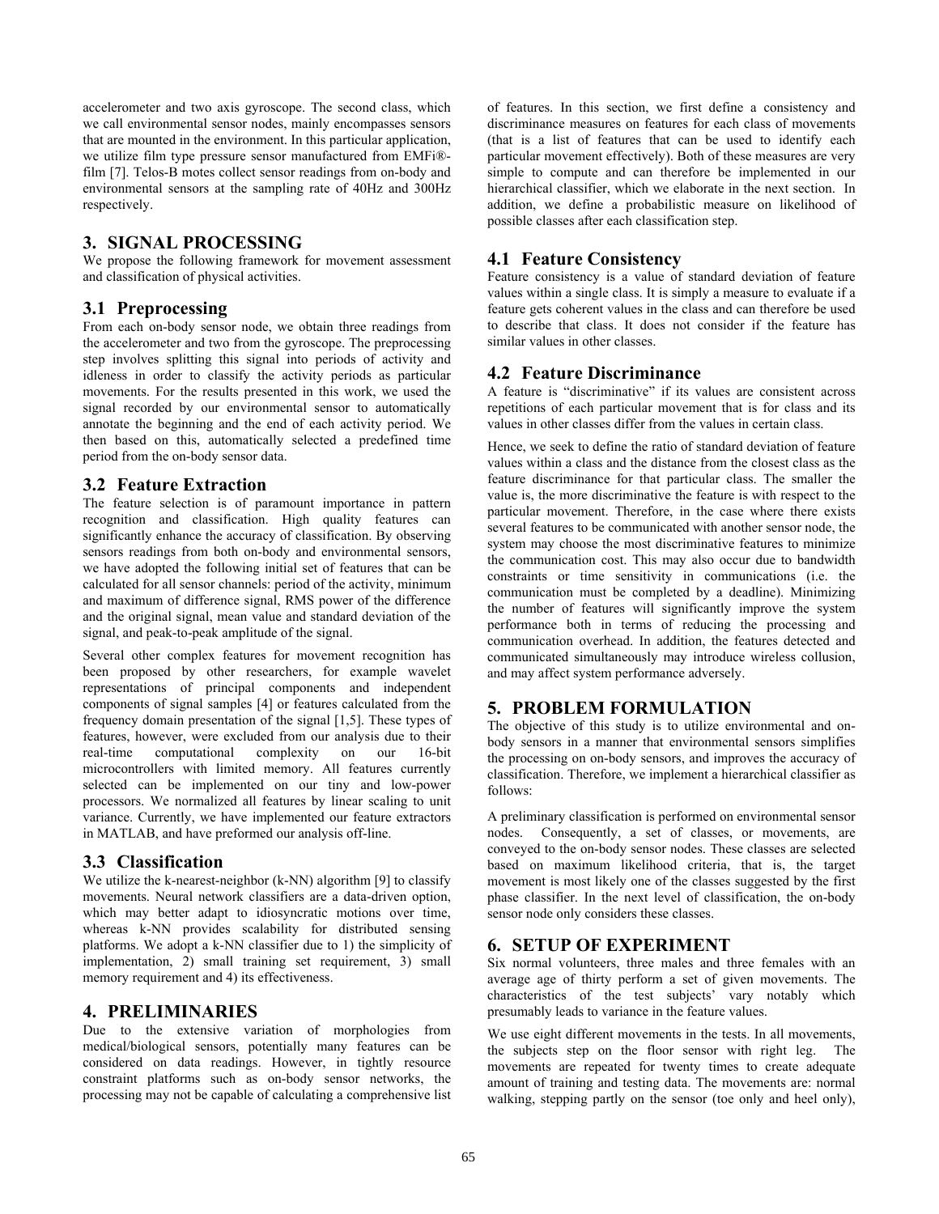accelerometer and two axis gyroscope. The second class, which we call environmental sensor nodes, mainly encompasses sensors that are mounted in the environment. In this particular application, we utilize film type pressure sensor manufactured from EMFi®-film [7]. Telos-B motes collect sensor readings from on-body and environmental sensors at the sampling rate of 40Hz and 300Hz respectively.

## 3. SIGNAL PROCESSING

We propose the following framework for movement assessment and classification of physical activities.

### 3.1 Preprocessing

From each on-body sensor node, we obtain three readings from the accelerometer and two from the gyroscope. The preprocessing step involves splitting this signal into periods of activity and idleness in order to classify the activity periods as particular movements. For the results presented in this work, we used the signal recorded by our environmental sensor to automatically annotate the beginning and the end of each activity period. We then based on this, automatically selected a predefined time period from the on-body sensor data.

### 3.2 Feature Extraction

The feature selection is of paramount importance in pattern recognition and classification. High quality features can significantly enhance the accuracy of classification. By observing sensors readings from both on-body and environmental sensors, we have adopted the following initial set of features that can be calculated for all sensor channels: period of the activity, minimum and maximum of difference signal, RMS power of the difference and the original signal, mean value and standard deviation of the signal, and peak-to-peak amplitude of the signal.

Several other complex features for movement recognition has been proposed by other researchers, for example wavelet representations of principal components and independent components of signal samples [4] or features calculated from the frequency domain presentation of the signal [1,5]. These types of features, however, were excluded from our analysis due to their real-time computational complexity on our 16-bit microcontrollers with limited memory. All features currently selected can be implemented on our tiny and low-power processors. We normalized all features by linear scaling to unit variance. Currently, we have implemented our feature extractors in MATLAB, and have preformed our analysis off-line.

### 3.3 Classification

We utilize the k-nearest-neighbor (k-NN) algorithm [9] to classify movements. Neural network classifiers are a data-driven option, which may better adapt to idiosyncratic motions over time, whereas k-NN provides scalability for distributed sensing platforms. We adopt a k-NN classifier due to 1) the simplicity of implementation, 2) small training set requirement, 3) small memory requirement and 4) its effectiveness.

## 4. PRELIMINARIES

Due to the extensive variation of morphologies from medical/biological sensors, potentially many features can be considered on data readings. However, in tightly resource constraint platforms such as on-body sensor networks, the processing may not be capable of calculating a comprehensive list of features. In this section, we first define a consistency and discriminance measures on features for each class of movements (that is a list of features that can be used to identify each particular movement effectively). Both of these measures are very simple to compute and can therefore be implemented in our hierarchical classifier, which we elaborate in the next section. In addition, we define a probabilistic measure on likelihood of possible classes after each classification step.

### 4.1 Feature Consistency

Feature consistency is a value of standard deviation of feature values within a single class. It is simply a measure to evaluate if a feature gets coherent values in the class and can therefore be used to describe that class. It does not consider if the feature has similar values in other classes.

### 4.2 Feature Discriminance

A feature is "discriminative" if its values are consistent across repetitions of each particular movement that is for class and its values in other classes differ from the values in certain class.

Hence, we seek to define the ratio of standard deviation of feature values within a class and the distance from the closest class as the feature discriminance for that particular class. The smaller the value is, the more discriminative the feature is with respect to the particular movement. Therefore, in the case where there exists several features to be communicated with another sensor node, the system may choose the most discriminative features to minimize the communication cost. This may also occur due to bandwidth constraints or time sensitivity in communications (i.e. the communication must be completed by a deadline). Minimizing the number of features will significantly improve the system performance both in terms of reducing the processing and communication overhead. In addition, the features detected and communicated simultaneously may introduce wireless collusion, and may affect system performance adversely.

## 5. PROBLEM FORMULATION

The objective of this study is to utilize environmental and on-body sensors in a manner that environmental sensors simplifies the processing on on-body sensors, and improves the accuracy of classification. Therefore, we implement a hierarchical classifier as follows:

A preliminary classification is performed on environmental sensor nodes. Consequently, a set of classes, or movements, are conveyed to the on-body sensor nodes. These classes are selected based on maximum likelihood criteria, that is, the target movement is most likely one of the classes suggested by the first phase classifier. In the next level of classification, the on-body sensor node only considers these classes.

## 6. SETUP OF EXPERIMENT

Six normal volunteers, three males and three females with an average age of thirty perform a set of given movements. The characteristics of the test subjects' vary notably which presumably leads to variance in the feature values.

We use eight different movements in the tests. In all movements, the subjects step on the floor sensor with right leg. The movements are repeated for twenty times to create adequate amount of training and testing data. The movements are: normal walking, stepping partly on the sensor (toe only and heel only),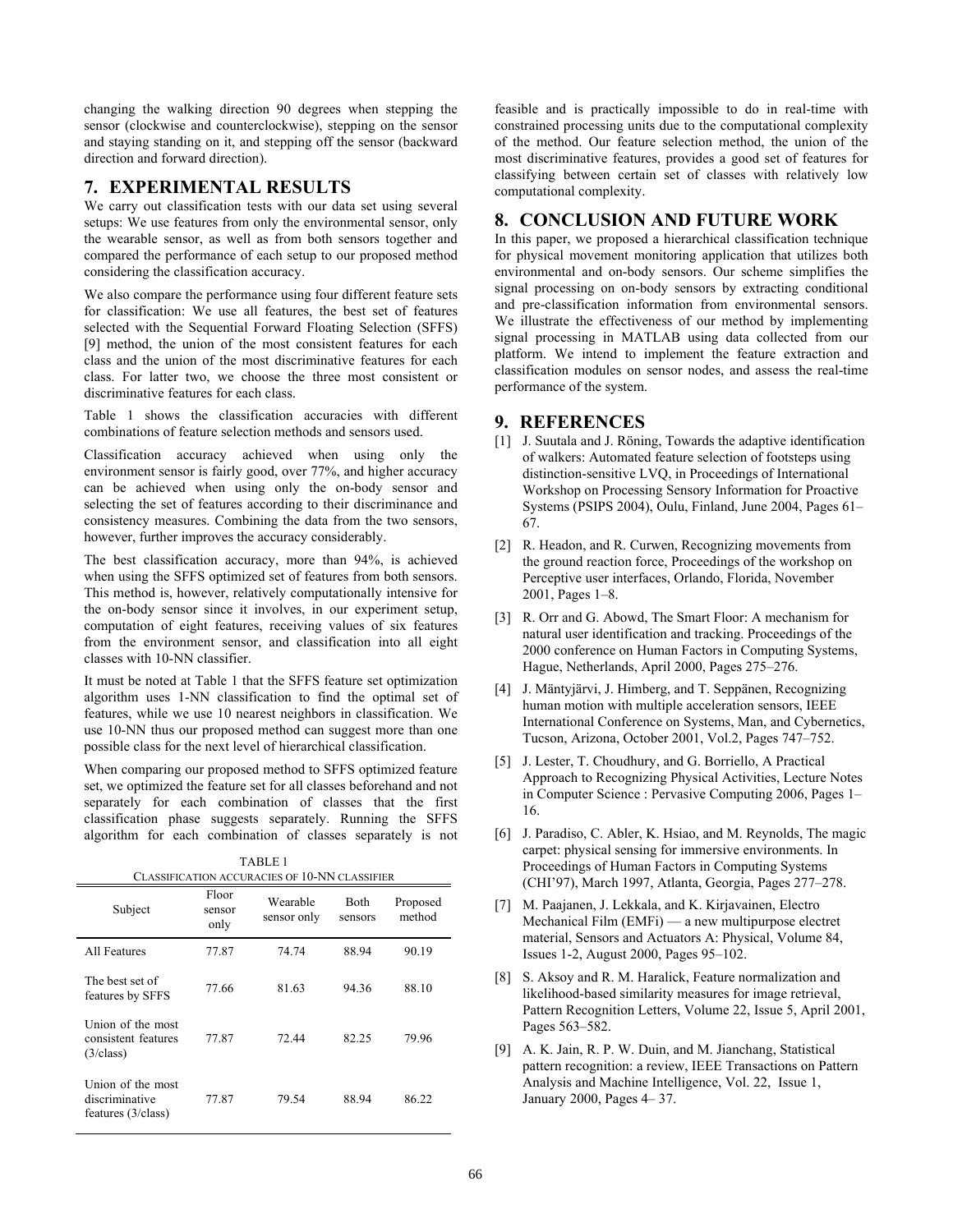changing the walking direction 90 degrees when stepping the sensor (clockwise and counterclockwise), stepping on the sensor and staying standing on it, and stepping off the sensor (backward direction and forward direction).

## 7. EXPERIMENTAL RESULTS

We carry out classification tests with our data set using several setups: We use features from only the environmental sensor, only the wearable sensor, as well as from both sensors together and compared the performance of each setup to our proposed method considering the classification accuracy.

We also compare the performance using four different feature sets for classification: We use all features, the best set of features selected with the Sequential Forward Floating Selection (SFFS) [9] method, the union of the most consistent features for each class and the union of the most discriminative features for each class. For latter two, we choose the three most consistent or discriminative features for each class.

Table 1 shows the classification accuracies with different combinations of feature selection methods and sensors used.

Classification accuracy achieved when using only the environment sensor is fairly good, over 77%, and higher accuracy can be achieved when using only the on-body sensor and selecting the set of features according to their discriminance and consistency measures. Combining the data from the two sensors, however, further improves the accuracy considerably.

The best classification accuracy, more than 94%, is achieved when using the SFFS optimized set of features from both sensors. This method is, however, relatively computationally intensive for the on-body sensor since it involves, in our experiment setup, computation of eight features, receiving values of six features from the environment sensor, and classification into all eight classes with 10-NN classifier.

It must be noted at Table 1 that the SFFS feature set optimization algorithm uses 1-NN classification to find the optimal set of features, while we use 10 nearest neighbors in classification. We use 10-NN thus our proposed method can suggest more than one possible class for the next level of hierarchical classification.

When comparing our proposed method to SFFS optimized feature set, we optimized the feature set for all classes beforehand and not separately for each combination of classes that the first classification phase suggests separately. Running the SFFS algorithm for each combination of classes separately is not feasible and is practically impossible to do in real-time with constrained processing units due to the computational complexity of the method. Our feature selection method, the union of the most discriminative features, provides a good set of features for classifying between certain set of classes with relatively low computational complexity.

TABLE 1
CLASSIFICATION ACCURACIES OF 10-NN CLASSIFIER

| Subject | Floor sensor only | Wearable sensor only | Both sensors | Proposed method |
|---|---|---|---|---|
| All Features | 77.87 | 74.74 | 88.94 | 90.19 |
| The best set of features by SFFS | 77.66 | 81.63 | 94.36 | 88.10 |
| Union of the most consistent features (3/class) | 77.87 | 72.44 | 82.25 | 79.96 |
| Union of the most discriminative features (3/class) | 77.87 | 79.54 | 88.94 | 86.22 |

## 8. CONCLUSION AND FUTURE WORK

In this paper, we proposed a hierarchical classification technique for physical movement monitoring application that utilizes both environmental and on-body sensors. Our scheme simplifies the signal processing on on-body sensors by extracting conditional and pre-classification information from environmental sensors. We illustrate the effectiveness of our method by implementing signal processing in MATLAB using data collected from our platform. We intend to implement the feature extraction and classification modules on sensor nodes, and assess the real-time performance of the system.

## 9. REFERENCES

[1] J. Suutala and J. Röning, Towards the adaptive identification of walkers: Automated feature selection of footsteps using distinction-sensitive LVQ, in Proceedings of International Workshop on Processing Sensory Information for Proactive Systems (PSIPS 2004), Oulu, Finland, June 2004, Pages 61–67.

[2] R. Headon, and R. Curwen, Recognizing movements from the ground reaction force, Proceedings of the workshop on Perceptive user interfaces, Orlando, Florida, November 2001, Pages 1–8.

[3] R. Orr and G. Abowd, The Smart Floor: A mechanism for natural user identification and tracking. Proceedings of the 2000 conference on Human Factors in Computing Systems, Hague, Netherlands, April 2000, Pages 275–276.

[4] J. Mäntyjärvi, J. Himberg, and T. Seppänen, Recognizing human motion with multiple acceleration sensors, IEEE International Conference on Systems, Man, and Cybernetics, Tucson, Arizona, October 2001, Vol.2, Pages 747–752.

[5] J. Lester, T. Choudhury, and G. Borriello, A Practical Approach to Recognizing Physical Activities, Lecture Notes in Computer Science : Pervasive Computing 2006, Pages 1–16.

[6] J. Paradiso, C. Abler, K. Hsiao, and M. Reynolds, The magic carpet: physical sensing for immersive environments. In Proceedings of Human Factors in Computing Systems (CHI'97), March 1997, Atlanta, Georgia, Pages 277–278.

[7] M. Paajanen, J. Lekkala, and K. Kirjavainen, Electro Mechanical Film (EMFi) — a new multipurpose electret material, Sensors and Actuators A: Physical, Volume 84, Issues 1-2, August 2000, Pages 95–102.

[8] S. Aksoy and R. M. Haralick, Feature normalization and likelihood-based similarity measures for image retrieval, Pattern Recognition Letters, Volume 22, Issue 5, April 2001, Pages 563–582.

[9] A. K. Jain, R. P. W. Duin, and M. Jianchang, Statistical pattern recognition: a review, IEEE Transactions on Pattern Analysis and Machine Intelligence, Vol. 22, Issue 1, January 2000, Pages 4– 37.